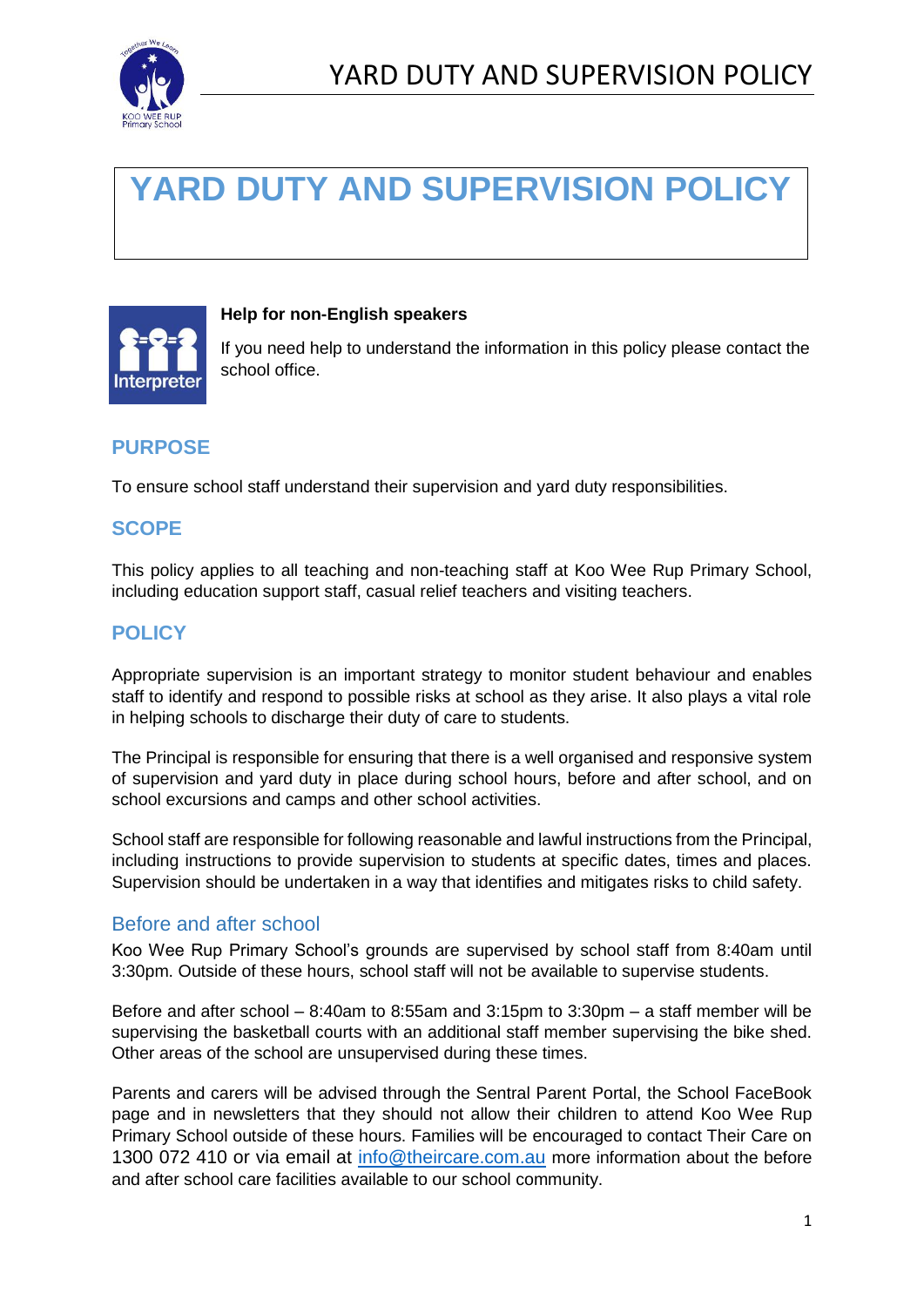# YARD DUTY AND SUPERVISION POLICY

**Help for non-English speakers**

If you need help to understand the information in this policy please contact the school office.

## PURPOSE

To ensure school staff understand their supervision and yard duty responsibilities.

## SCOPE

This policy applies to all teaching and non-teaching staff at Koo Wee Rup Primary School, including education support staff, casual relief teachers and visiting teachers.

## POLICY

Appropriate supervision is an important strategy to monitor student behaviour and enables staff to identify and respond to possible risks at school as they arise. It also plays a vital role in helping schools to discharge their duty of care to students.

The Principal is responsible for ensuring that there is a well organised and responsive system of supervision and yard duty in place during school hours, before and after school, and on school excursions and camps and other school activities.

School staff are responsible for following reasonable and lawful instructions from the Principal, including instructions to provide supervision to students at specific dates, times and places. Supervision should be undertaken in a way that identifies and mitigates risks to child safety.

### Before and after school

Koo Wee Rup Primary School's grounds are supervised by school staff from 8:40am until 3:30pm. Outside of these hours, school staff will not be available to supervise students.

Before and after school – 8:40am to 8:55am and 3:15pm to 3:30pm – a staff member will be supervising the basketball courts with an additional staff member supervising the bike shed. Other areas of the school are unsupervised during these times.

Parents and carers will be advised through the Sentral Parent Portal, the School FaceBook page and in newsletters that they should not allow their children to attend Koo Wee Rup Primary School outside of these hours. Families will be encouraged to contact Their Care on 1300 072 410 or via email at info@theircare.com.au more information about the before and after school care facilities available to our school community.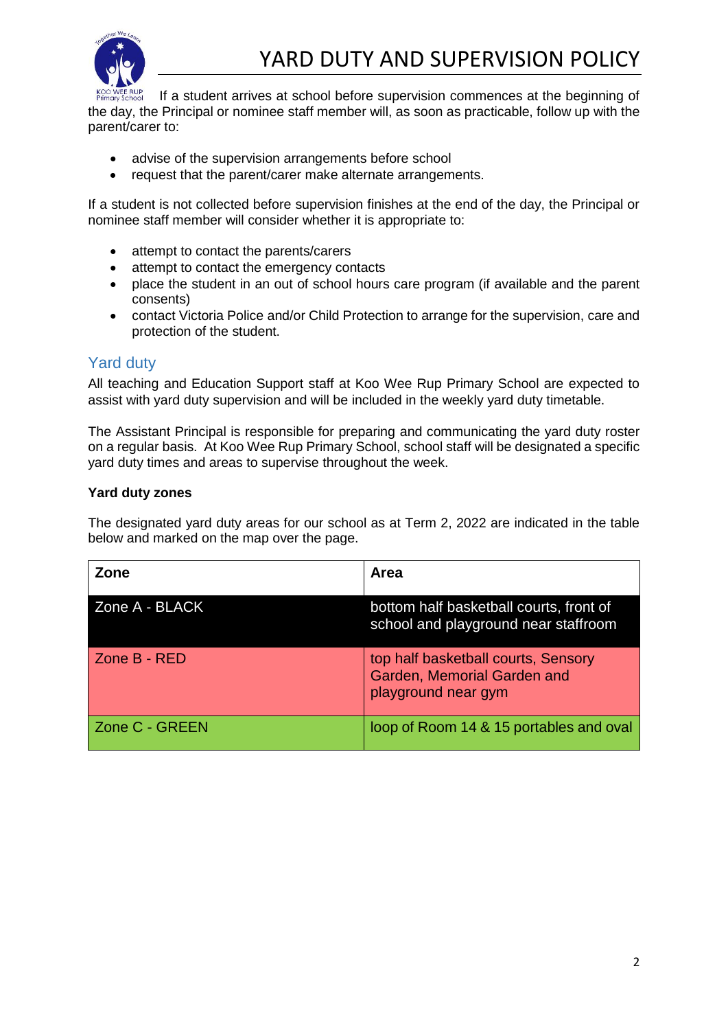If a student arrives at school before supervision commences at the beginning of the day, the Principal or nominee staff member will, as soon as practicable, follow up with the parent/carer to:

- advise of the supervision arrangements before school
- request that the parent/carer make alternate arrangements.

If a student is not collected before supervision finishes at the end of the day, the Principal or nominee staff member will consider whether it is appropriate to:

- attempt to contact the parents/carers
- attempt to contact the emergency contacts
- place the student in an out of school hours care program (if available and the parent consents)
- contact Victoria Police and/or Child Protection to arrange for the supervision, care and protection of the student.

## Yard duty

All teaching and Education Support staff at Koo Wee Rup Primary School are expected to assist with yard duty supervision and will be included in the weekly yard duty timetable.

The Assistant Principal is responsible for preparing and communicating the yard duty roster on a regular basis. At Koo Wee Rup Primary School, school staff will be designated a specific yard duty times and areas to supervise throughout the week.

**Yard duty zones**

The designated yard duty areas for our school as at Term 2, 2022 are indicated in the table below and marked on the map over the page.

| Zone | Area |
|---|---|
| Zone A - BLACK | bottom half basketball courts, front of school and playground near staffroom |
| Zone B - RED | top half basketball courts, Sensory Garden, Memorial Garden and playground near gym |
| Zone C - GREEN | loop of Room 14 & 15 portables and oval |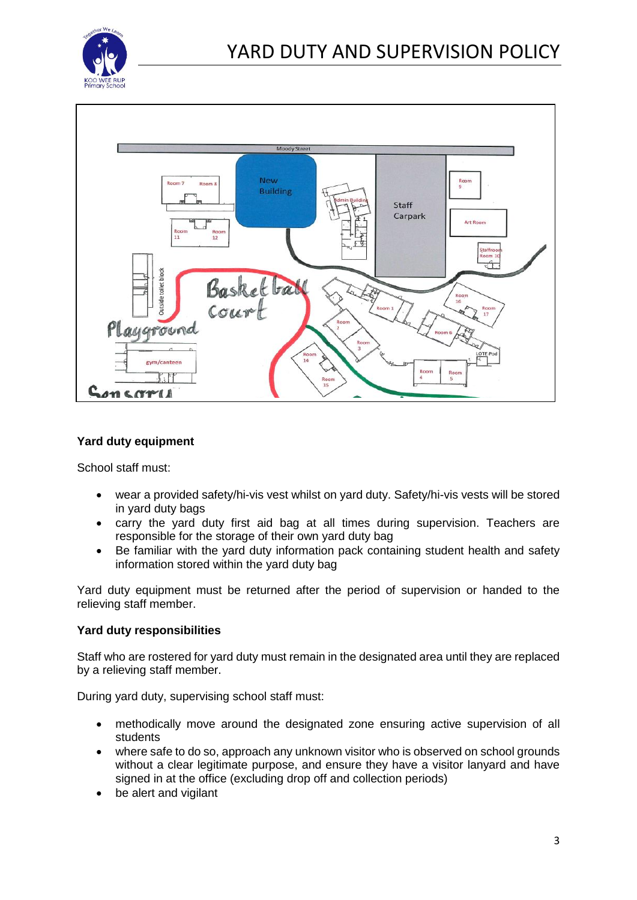## Yard duty equipment

School staff must:

- wear a provided safety/hi-vis vest whilst on yard duty. Safety/hi-vis vests will be stored in yard duty bags
- carry the yard duty first aid bag at all times during supervision. Teachers are responsible for the storage of their own yard duty bag
- Be familiar with the yard duty information pack containing student health and safety information stored within the yard duty bag

Yard duty equipment must be returned after the period of supervision or handed to the relieving staff member.

## Yard duty responsibilities

Staff who are rostered for yard duty must remain in the designated area until they are replaced by a relieving staff member.

During yard duty, supervising school staff must:

- methodically move around the designated zone ensuring active supervision of all students
- where safe to do so, approach any unknown visitor who is observed on school grounds without a clear legitimate purpose, and ensure they have a visitor lanyard and have signed in at the office (excluding drop off and collection periods)
- be alert and vigilant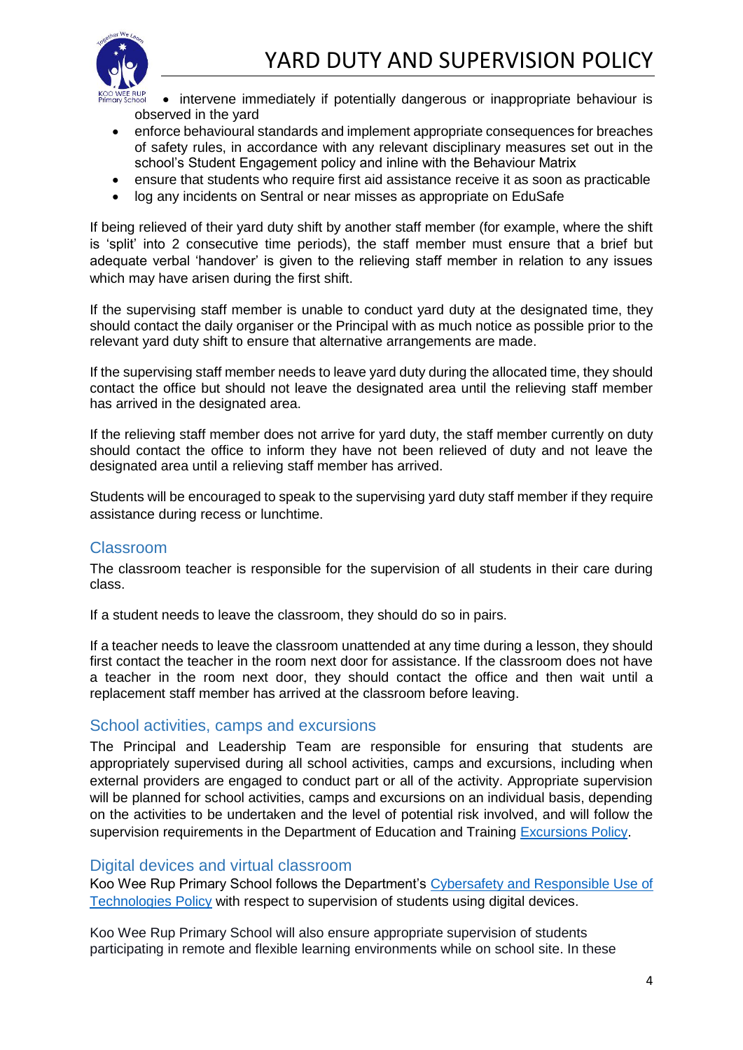- intervene immediately if potentially dangerous or inappropriate behaviour is observed in the yard
- enforce behavioural standards and implement appropriate consequences for breaches of safety rules, in accordance with any relevant disciplinary measures set out in the school's Student Engagement policy and inline with the Behaviour Matrix
- ensure that students who require first aid assistance receive it as soon as practicable
- log any incidents on Sentral or near misses as appropriate on EduSafe

If being relieved of their yard duty shift by another staff member (for example, where the shift is 'split' into 2 consecutive time periods), the staff member must ensure that a brief but adequate verbal 'handover' is given to the relieving staff member in relation to any issues which may have arisen during the first shift.

If the supervising staff member is unable to conduct yard duty at the designated time, they should contact the daily organiser or the Principal with as much notice as possible prior to the relevant yard duty shift to ensure that alternative arrangements are made.

If the supervising staff member needs to leave yard duty during the allocated time, they should contact the office but should not leave the designated area until the relieving staff member has arrived in the designated area.

If the relieving staff member does not arrive for yard duty, the staff member currently on duty should contact the office to inform they have not been relieved of duty and not leave the designated area until a relieving staff member has arrived.

Students will be encouraged to speak to the supervising yard duty staff member if they require assistance during recess or lunchtime.

## Classroom

The classroom teacher is responsible for the supervision of all students in their care during class.

If a student needs to leave the classroom, they should do so in pairs.

If a teacher needs to leave the classroom unattended at any time during a lesson, they should first contact the teacher in the room next door for assistance. If the classroom does not have a teacher in the room next door, they should contact the office and then wait until a replacement staff member has arrived at the classroom before leaving.

## School activities, camps and excursions

The Principal and Leadership Team are responsible for ensuring that students are appropriately supervised during all school activities, camps and excursions, including when external providers are engaged to conduct part or all of the activity. Appropriate supervision will be planned for school activities, camps and excursions on an individual basis, depending on the activities to be undertaken and the level of potential risk involved, and will follow the supervision requirements in the Department of Education and Training Excursions Policy.

## Digital devices and virtual classroom

Koo Wee Rup Primary School follows the Department's Cybersafety and Responsible Use of Technologies Policy with respect to supervision of students using digital devices.

Koo Wee Rup Primary School will also ensure appropriate supervision of students participating in remote and flexible learning environments while on school site. In these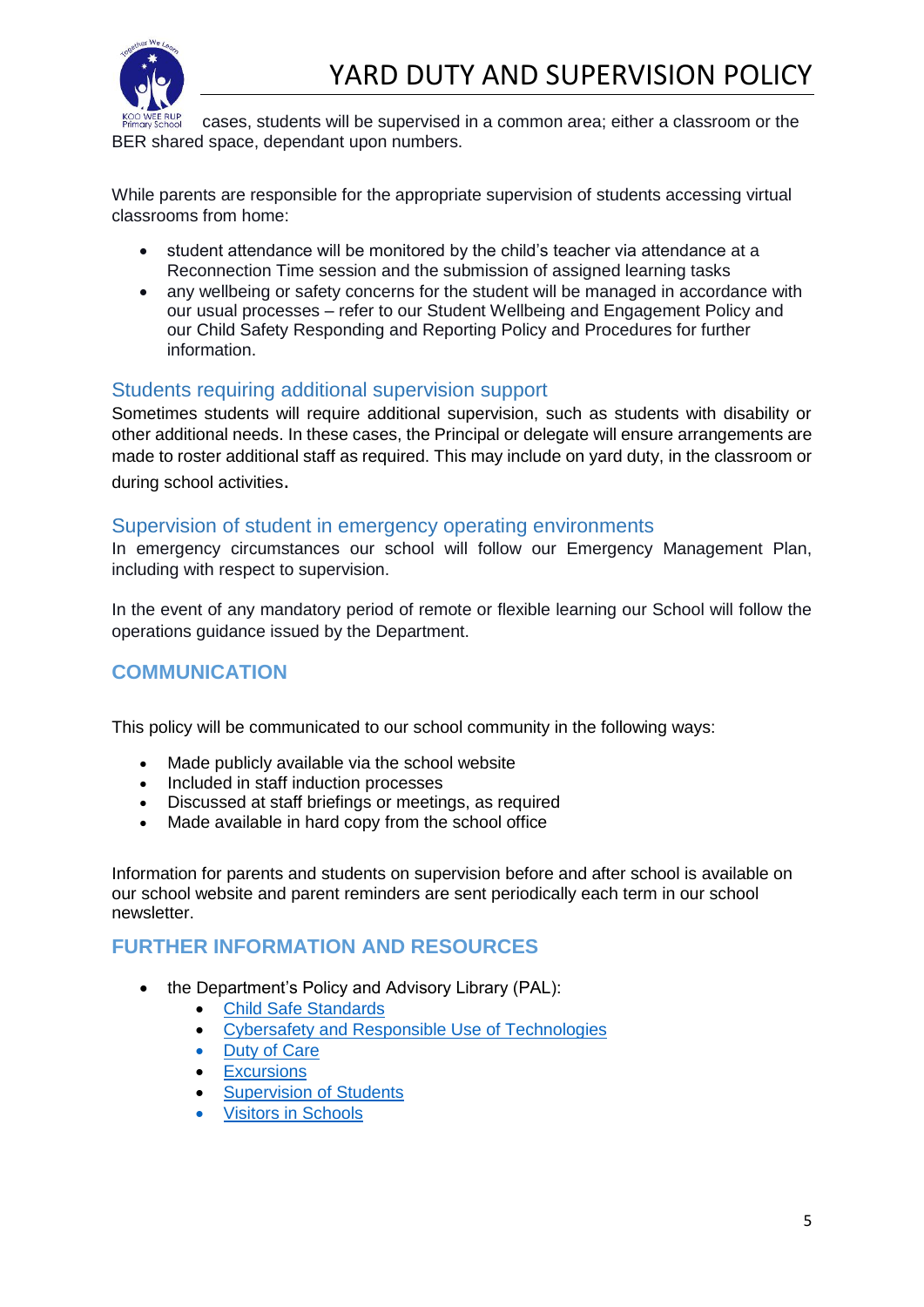cases, students will be supervised in a common area; either a classroom or the BER shared space, dependant upon numbers.

While parents are responsible for the appropriate supervision of students accessing virtual classrooms from home:

- student attendance will be monitored by the child's teacher via attendance at a Reconnection Time session and the submission of assigned learning tasks
- any wellbeing or safety concerns for the student will be managed in accordance with our usual processes – refer to our Student Wellbeing and Engagement Policy and our Child Safety Responding and Reporting Policy and Procedures for further information.

### Students requiring additional supervision support

Sometimes students will require additional supervision, such as students with disability or other additional needs. In these cases, the Principal or delegate will ensure arrangements are made to roster additional staff as required. This may include on yard duty, in the classroom or during school activities.

### Supervision of student in emergency operating environments

In emergency circumstances our school will follow our Emergency Management Plan, including with respect to supervision.

In the event of any mandatory period of remote or flexible learning our School will follow the operations guidance issued by the Department.

## COMMUNICATION

This policy will be communicated to our school community in the following ways:

- Made publicly available via the school website
- Included in staff induction processes
- Discussed at staff briefings or meetings, as required
- Made available in hard copy from the school office

Information for parents and students on supervision before and after school is available on our school website and parent reminders are sent periodically each term in our school newsletter.

## FURTHER INFORMATION AND RESOURCES

- the Department's Policy and Advisory Library (PAL):
  - Child Safe Standards
  - Cybersafety and Responsible Use of Technologies
  - Duty of Care
  - Excursions
  - Supervision of Students
  - Visitors in Schools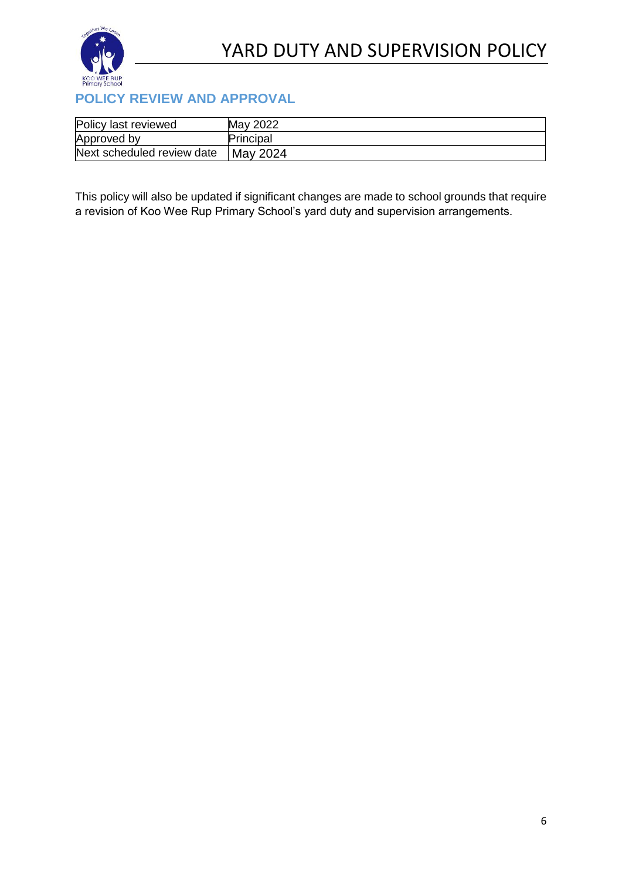## POLICY REVIEW AND APPROVAL

| | |
|---|---|
| Policy last reviewed | May 2022 |
| Approved by | Principal |
| Next scheduled review date | May 2024 |

This policy will also be updated if significant changes are made to school grounds that require a revision of Koo Wee Rup Primary School's yard duty and supervision arrangements.